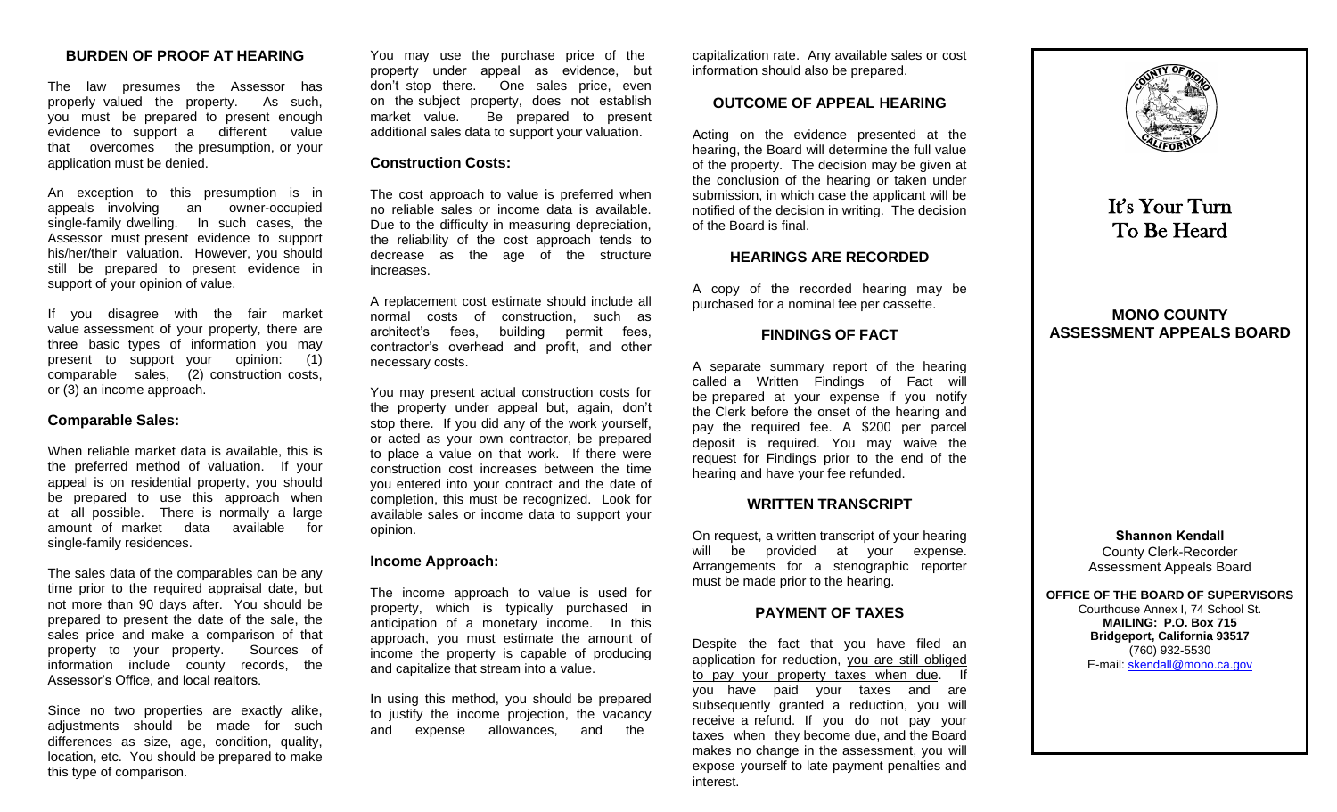## BURDEN OF PROOF AT HEARING

The law presumes the Assessor has properly valued the property. As such, you must be prepared to present enough evidence to support a different value that overcomes the presumption, or your application must be denied.

An exception to this presumption is in appeals involving an owner-occupied single-family dwelling. In such cases, the Assessor must present evidence to support his/her/their valuation. However, you should still be prepared to present evidence in support of your opinion of value.

If you disagree with the fair market value assessment of your property, there are three basic types of information you may present to support your opinion: (1) comparable sales, (2) construction costs, or (3) an income approach.

### Comparable Sales:

When reliable market data is available, this is the preferred method of valuation. If your appeal is on residential property, you should be prepared to use this approach when at all possible. There is normally a large amount of market data available for single-family residences.

The sales data of the comparables can be any time prior to the required appraisal date, but not more than 90 days after. You should be prepared to present the date of the sale, the sales price and make a comparison of that property to your property. Sources of information include county records, the Assessor's Office, and local realtors.

Since no two properties are exactly alike, adjustments should be made for such differences as size, age, condition, quality, location, etc. You should be prepared to make this type of comparison.

You may use the purchase price of the property under appeal as evidence, but don't stop there. One sales price, even on the subject property, does not establish market value. Be prepared to present additional sales data to support your valuation.

### Construction Costs:

The cost approach to value is preferred when no reliable sales or income data is available. Due to the difficulty in measuring depreciation, the reliability of the cost approach tends to decrease as the age of the structure increases.

A replacement cost estimate should include all normal costs of construction, such as architect's fees, building permit fees, contractor's overhead and profit, and other necessary costs.

You may present actual construction costs for the property under appeal but, again, don't stop there. If you did any of the work yourself, or acted as your own contractor, be prepared to place a value on that work. If there were construction cost increases between the time you entered into your contract and the date of completion, this must be recognized. Look for available sales or income data to support your opinion.

### Income Approach:

The income approach to value is used for property, which is typically purchased in anticipation of a monetary income. In this approach, you must estimate the amount of income the property is capable of producing and capitalize that stream into a value.

In using this method, you should be prepared to justify the income projection, the vacancy and expense allowances, and the capitalization rate. Any available sales or cost information should also be prepared.

## OUTCOME OF APPEAL HEARING

Acting on the evidence presented at the hearing, the Board will determine the full value of the property. The decision may be given at the conclusion of the hearing or taken under submission, in which case the applicant will be notified of the decision in writing. The decision of the Board is final.

## HEARINGS ARE RECORDED

A copy of the recorded hearing may be purchased for a nominal fee per cassette.

## FINDINGS OF FACT

A separate summary report of the hearing called a Written Findings of Fact will be prepared at your expense if you notify the Clerk before the onset of the hearing and pay the required fee. A $200 per parcel deposit is required. You may waive the request for Findings prior to the end of the hearing and have your fee refunded.

## WRITTEN TRANSCRIPT

On request, a written transcript of your hearing will be provided at your expense. Arrangements for a stenographic reporter must be made prior to the hearing.

## PAYMENT OF TAXES

Despite the fact that you have filed an application for reduction, you are still obliged to pay your property taxes when due. If you have paid your taxes and are subsequently granted a reduction, you will receive a refund. If you do not pay your taxes when they become due, and the Board makes no change in the assessment, you will expose yourself to late payment penalties and interest.

# It's Your Turn To Be Heard

## MONO COUNTY ASSESSMENT APPEALS BOARD

**Shannon Kendall**
County Clerk-Recorder
Assessment Appeals Board

**OFFICE OF THE BOARD OF SUPERVISORS**
Courthouse Annex I, 74 School St.
**MAILING: P.O. Box 715**
**Bridgeport, California 93517**
(760) 932-5530
E-mail: skendall@mono.ca.gov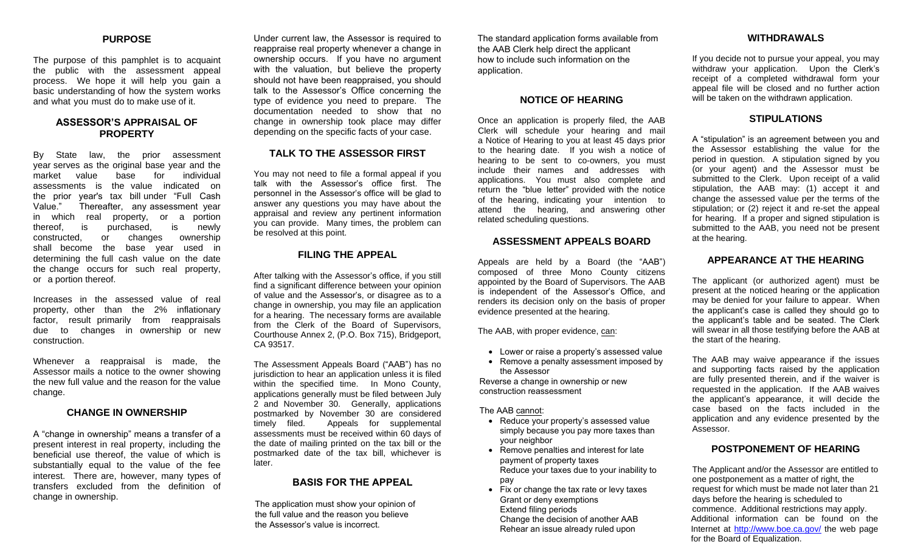## PURPOSE

The purpose of this pamphlet is to acquaint the public with the assessment appeal process. We hope it will help you gain a basic understanding of how the system works and what you must do to make use of it.

## ASSESSOR'S APPRAISAL OF PROPERTY

By State law, the prior assessment year serves as the original base year and the market value base for individual assessments is the value indicated on the prior year's tax bill under "Full Cash Value." Thereafter, any assessment year in which real property, or a portion thereof, is purchased, is newly constructed, or changes ownership shall become the base year used in determining the full cash value on the date the change occurs for such real property, or a portion thereof.

Increases in the assessed value of real property, other than the 2% inflationary factor, result primarily from reappraisals due to changes in ownership or new construction.

Whenever a reappraisal is made, the Assessor mails a notice to the owner showing the new full value and the reason for the value change.

## CHANGE IN OWNERSHIP

A "change in ownership" means a transfer of a present interest in real property, including the beneficial use thereof, the value of which is substantially equal to the value of the fee interest. There are, however, many types of transfers excluded from the definition of change in ownership.

Under current law, the Assessor is required to reappraise real property whenever a change in ownership occurs. If you have no argument with the valuation, but believe the property should not have been reappraised, you should talk to the Assessor's Office concerning the type of evidence you need to prepare. The documentation needed to show that no change in ownership took place may differ depending on the specific facts of your case.

## TALK TO THE ASSESSOR FIRST

You may not need to file a formal appeal if you talk with the Assessor's office first. The personnel in the Assessor's office will be glad to answer any questions you may have about the appraisal and review any pertinent information you can provide. Many times, the problem can be resolved at this point.

## FILING THE APPEAL

After talking with the Assessor's office, if you still find a significant difference between your opinion of value and the Assessor's, or disagree as to a change in ownership, you may file an application for a hearing. The necessary forms are available from the Clerk of the Board of Supervisors, Courthouse Annex 2, (P.O. Box 715), Bridgeport, CA 93517.

The Assessment Appeals Board ("AAB") has no jurisdiction to hear an application unless it is filed within the specified time. In Mono County, applications generally must be filed between July 2 and November 30. Generally, applications postmarked by November 30 are considered timely filed. Appeals for supplemental assessments must be received within 60 days of the date of mailing printed on the tax bill or the postmarked date of the tax bill, whichever is later.

## BASIS FOR THE APPEAL

The application must show your opinion of the full value and the reason you believe the Assessor's value is incorrect.

The standard application forms available from the AAB Clerk help direct the applicant how to include such information on the application.

## NOTICE OF HEARING

Once an application is properly filed, the AAB Clerk will schedule your hearing and mail a Notice of Hearing to you at least 45 days prior to the hearing date. If you wish a notice of hearing to be sent to co-owners, you must include their names and addresses with applications. You must also complete and return the "blue letter" provided with the notice of the hearing, indicating your intention to attend the hearing, and answering other related scheduling questions.

## ASSESSMENT APPEALS BOARD

Appeals are held by a Board (the "AAB") composed of three Mono County citizens appointed by the Board of Supervisors. The AAB is independent of the Assessor's Office, and renders its decision only on the basis of proper evidence presented at the hearing.

The AAB, with proper evidence, can:

- Lower or raise a property's assessed value
- Remove a penalty assessment imposed by the Assessor

Reverse a change in ownership or new construction reassessment

The AAB cannot:

- Reduce your property's assessed value simply because you pay more taxes than your neighbor
- Remove penalties and interest for late payment of property taxes
  Reduce your taxes due to your inability to pay
- Fix or change the tax rate or levy taxes
  Grant or deny exemptions
  Extend filing periods
  Change the decision of another AAB
  Rehear an issue already ruled upon

## WITHDRAWALS

If you decide not to pursue your appeal, you may withdraw your application. Upon the Clerk's receipt of a completed withdrawal form your appeal file will be closed and no further action will be taken on the withdrawn application.

## STIPULATIONS

A "stipulation" is an agreement between you and the Assessor establishing the value for the period in question. A stipulation signed by you (or your agent) and the Assessor must be submitted to the Clerk. Upon receipt of a valid stipulation, the AAB may: (1) accept it and change the assessed value per the terms of the stipulation; or (2) reject it and re-set the appeal for hearing. If a proper and signed stipulation is submitted to the AAB, you need not be present at the hearing.

## APPEARANCE AT THE HEARING

The applicant (or authorized agent) must be present at the noticed hearing or the application may be denied for your failure to appear. When the applicant's case is called they should go to the applicant's table and be seated. The Clerk will swear in all those testifying before the AAB at the start of the hearing.

The AAB may waive appearance if the issues and supporting facts raised by the application are fully presented therein, and if the waiver is requested in the application. If the AAB waives the applicant's appearance, it will decide the case based on the facts included in the application and any evidence presented by the Assessor.

## POSTPONEMENT OF HEARING

The Applicant and/or the Assessor are entitled to one postponement as a matter of right, the request for which must be made not later than 21 days before the hearing is scheduled to commence. Additional restrictions may apply. Additional information can be found on the Internet at http://www.boe.ca.gov/ the web page for the Board of Equalization.